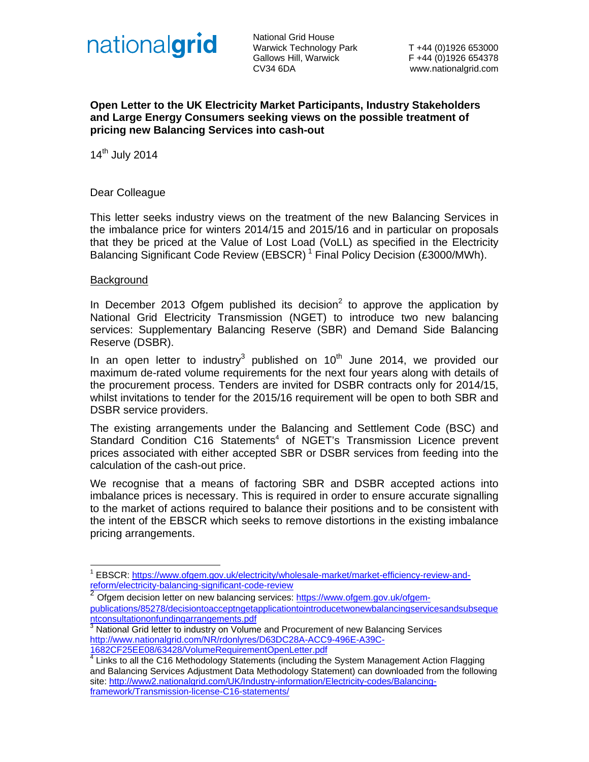nationalgrid

National Grid House
Warwick Technology Park
Gallows Hill, Warwick
CV34 6DA

T +44 (0)1926 653000
F +44 (0)1926 654378
www.nationalgrid.com

**Open Letter to the UK Electricity Market Participants, Industry Stakeholders and Large Energy Consumers seeking views on the possible treatment of pricing new Balancing Services into cash-out**

14th July 2014

Dear Colleague

This letter seeks industry views on the treatment of the new Balancing Services in the imbalance price for winters 2014/15 and 2015/16 and in particular on proposals that they be priced at the Value of Lost Load (VoLL) as specified in the Electricity Balancing Significant Code Review (EBSCR) [1] Final Policy Decision (£3000/MWh).

## Background

In December 2013 Ofgem published its decision[2] to approve the application by National Grid Electricity Transmission (NGET) to introduce two new balancing services: Supplementary Balancing Reserve (SBR) and Demand Side Balancing Reserve (DSBR).

In an open letter to industry[3] published on 10th June 2014, we provided our maximum de-rated volume requirements for the next four years along with details of the procurement process. Tenders are invited for DSBR contracts only for 2014/15, whilst invitations to tender for the 2015/16 requirement will be open to both SBR and DSBR service providers.

The existing arrangements under the Balancing and Settlement Code (BSC) and Standard Condition C16 Statements[4] of NGET's Transmission Licence prevent prices associated with either accepted SBR or DSBR services from feeding into the calculation of the cash-out price.

We recognise that a means of factoring SBR and DSBR accepted actions into imbalance prices is necessary. This is required in order to ensure accurate signalling to the market of actions required to balance their positions and to be consistent with the intent of the EBSCR which seeks to remove distortions in the existing imbalance pricing arrangements.

---

[1] EBSCR: https://www.ofgem.gov.uk/electricity/wholesale-market/market-efficiency-review-and-reform/electricity-balancing-significant-code-review

[2] Ofgem decision letter on new balancing services: https://www.ofgem.gov.uk/ofgem-publications/85278/decisiontoacceptngetapplicationtointroducetwonewbalancingservicesandsubsequentconsultationonfundingarrangements.pdf

[3] National Grid letter to industry on Volume and Procurement of new Balancing Services http://www.nationalgrid.com/NR/rdonlyres/D63DC28A-ACC9-496E-A39C-1682CF25EE08/63428/VolumeRequirementOpenLetter.pdf

[4] Links to all the C16 Methodology Statements (including the System Management Action Flagging and Balancing Services Adjustment Data Methodology Statement) can downloaded from the following site: http://www2.nationalgrid.com/UK/Industry-information/Electricity-codes/Balancing-framework/Transmission-license-C16-statements/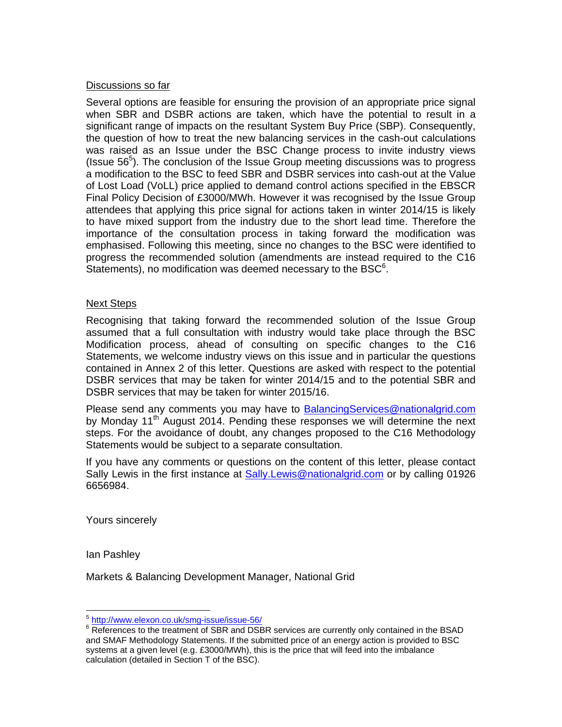## Discussions so far

Several options are feasible for ensuring the provision of an appropriate price signal when SBR and DSBR actions are taken, which have the potential to result in a significant range of impacts on the resultant System Buy Price (SBP). Consequently, the question of how to treat the new balancing services in the cash-out calculations was raised as an Issue under the BSC Change process to invite industry views (Issue 56[5]). The conclusion of the Issue Group meeting discussions was to progress a modification to the BSC to feed SBR and DSBR services into cash-out at the Value of Lost Load (VoLL) price applied to demand control actions specified in the EBSCR Final Policy Decision of £3000/MWh. However it was recognised by the Issue Group attendees that applying this price signal for actions taken in winter 2014/15 is likely to have mixed support from the industry due to the short lead time. Therefore the importance of the consultation process in taking forward the modification was emphasised. Following this meeting, since no changes to the BSC were identified to progress the recommended solution (amendments are instead required to the C16 Statements), no modification was deemed necessary to the BSC[6].

## Next Steps

Recognising that taking forward the recommended solution of the Issue Group assumed that a full consultation with industry would take place through the BSC Modification process, ahead of consulting on specific changes to the C16 Statements, we welcome industry views on this issue and in particular the questions contained in Annex 2 of this letter. Questions are asked with respect to the potential DSBR services that may be taken for winter 2014/15 and to the potential SBR and DSBR services that may be taken for winter 2015/16.

Please send any comments you may have to BalancingServices@nationalgrid.com by Monday 11th August 2014. Pending these responses we will determine the next steps. For the avoidance of doubt, any changes proposed to the C16 Methodology Statements would be subject to a separate consultation.

If you have any comments or questions on the content of this letter, please contact Sally Lewis in the first instance at Sally.Lewis@nationalgrid.com or by calling 01926 6656984.

Yours sincerely

Ian Pashley

Markets & Balancing Development Manager, National Grid

---

[5] http://www.elexon.co.uk/smg-issue/issue-56/

[6] References to the treatment of SBR and DSBR services are currently only contained in the BSAD and SMAF Methodology Statements. If the submitted price of an energy action is provided to BSC systems at a given level (e.g. £3000/MWh), this is the price that will feed into the imbalance calculation (detailed in Section T of the BSC).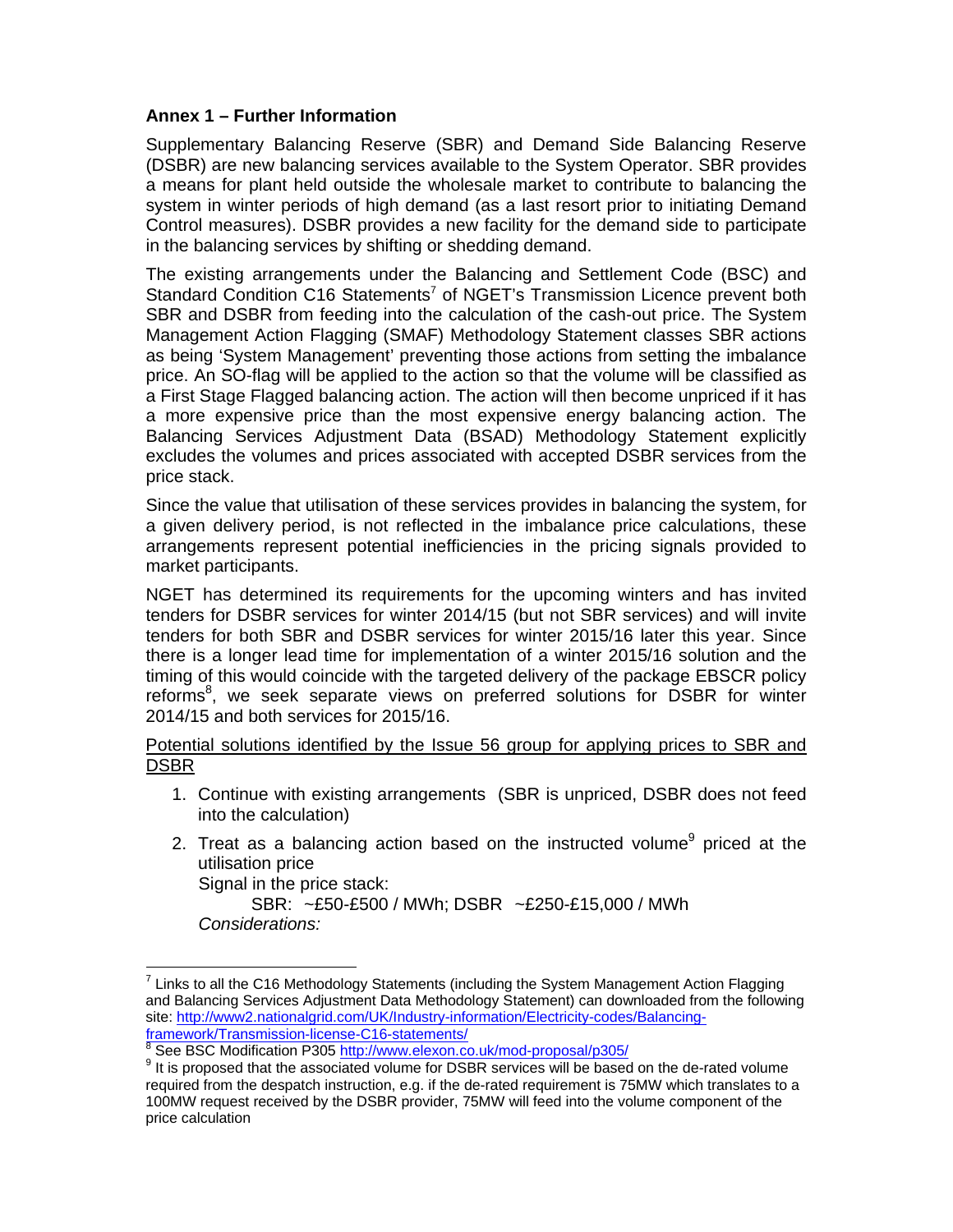## Annex 1 – Further Information

Supplementary Balancing Reserve (SBR) and Demand Side Balancing Reserve (DSBR) are new balancing services available to the System Operator. SBR provides a means for plant held outside the wholesale market to contribute to balancing the system in winter periods of high demand (as a last resort prior to initiating Demand Control measures). DSBR provides a new facility for the demand side to participate in the balancing services by shifting or shedding demand.

The existing arrangements under the Balancing and Settlement Code (BSC) and Standard Condition C16 Statements[7] of NGET's Transmission Licence prevent both SBR and DSBR from feeding into the calculation of the cash-out price. The System Management Action Flagging (SMAF) Methodology Statement classes SBR actions as being 'System Management' preventing those actions from setting the imbalance price. An SO-flag will be applied to the action so that the volume will be classified as a First Stage Flagged balancing action. The action will then become unpriced if it has a more expensive price than the most expensive energy balancing action. The Balancing Services Adjustment Data (BSAD) Methodology Statement explicitly excludes the volumes and prices associated with accepted DSBR services from the price stack.

Since the value that utilisation of these services provides in balancing the system, for a given delivery period, is not reflected in the imbalance price calculations, these arrangements represent potential inefficiencies in the pricing signals provided to market participants.

NGET has determined its requirements for the upcoming winters and has invited tenders for DSBR services for winter 2014/15 (but not SBR services) and will invite tenders for both SBR and DSBR services for winter 2015/16 later this year. Since there is a longer lead time for implementation of a winter 2015/16 solution and the timing of this would coincide with the targeted delivery of the package EBSCR policy reforms[8], we seek separate views on preferred solutions for DSBR for winter 2014/15 and both services for 2015/16.

Potential solutions identified by the Issue 56 group for applying prices to SBR and DSBR

1. Continue with existing arrangements (SBR is unpriced, DSBR does not feed into the calculation)
2. Treat as a balancing action based on the instructed volume[9] priced at the utilisation price
   Signal in the price stack:
   SBR: ~£50-£500 / MWh; DSBR ~£250-£15,000 / MWh
   *Considerations:*

---

[7] Links to all the C16 Methodology Statements (including the System Management Action Flagging and Balancing Services Adjustment Data Methodology Statement) can downloaded from the following site: http://www2.nationalgrid.com/UK/Industry-information/Electricity-codes/Balancing-framework/Transmission-license-C16-statements/

[8] See BSC Modification P305 http://www.elexon.co.uk/mod-proposal/p305/

[9] It is proposed that the associated volume for DSBR services will be based on the de-rated volume required from the despatch instruction, e.g. if the de-rated requirement is 75MW which translates to a 100MW request received by the DSBR provider, 75MW will feed into the volume component of the price calculation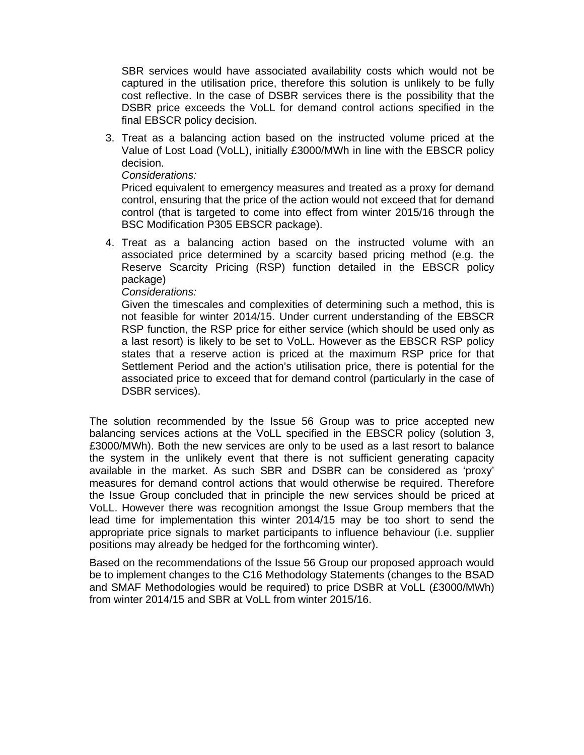SBR services would have associated availability costs which would not be captured in the utilisation price, therefore this solution is unlikely to be fully cost reflective. In the case of DSBR services there is the possibility that the DSBR price exceeds the VoLL for demand control actions specified in the final EBSCR policy decision.

3. Treat as a balancing action based on the instructed volume priced at the Value of Lost Load (VoLL), initially £3000/MWh in line with the EBSCR policy decision.
   *Considerations:*
   Priced equivalent to emergency measures and treated as a proxy for demand control, ensuring that the price of the action would not exceed that for demand control (that is targeted to come into effect from winter 2015/16 through the BSC Modification P305 EBSCR package).

4. Treat as a balancing action based on the instructed volume with an associated price determined by a scarcity based pricing method (e.g. the Reserve Scarcity Pricing (RSP) function detailed in the EBSCR policy package)
   *Considerations:*
   Given the timescales and complexities of determining such a method, this is not feasible for winter 2014/15. Under current understanding of the EBSCR RSP function, the RSP price for either service (which should be used only as a last resort) is likely to be set to VoLL. However as the EBSCR RSP policy states that a reserve action is priced at the maximum RSP price for that Settlement Period and the action's utilisation price, there is potential for the associated price to exceed that for demand control (particularly in the case of DSBR services).

The solution recommended by the Issue 56 Group was to price accepted new balancing services actions at the VoLL specified in the EBSCR policy (solution 3, £3000/MWh). Both the new services are only to be used as a last resort to balance the system in the unlikely event that there is not sufficient generating capacity available in the market. As such SBR and DSBR can be considered as 'proxy' measures for demand control actions that would otherwise be required. Therefore the Issue Group concluded that in principle the new services should be priced at VoLL. However there was recognition amongst the Issue Group members that the lead time for implementation this winter 2014/15 may be too short to send the appropriate price signals to market participants to influence behaviour (i.e. supplier positions may already be hedged for the forthcoming winter).

Based on the recommendations of the Issue 56 Group our proposed approach would be to implement changes to the C16 Methodology Statements (changes to the BSAD and SMAF Methodologies would be required) to price DSBR at VoLL (£3000/MWh) from winter 2014/15 and SBR at VoLL from winter 2015/16.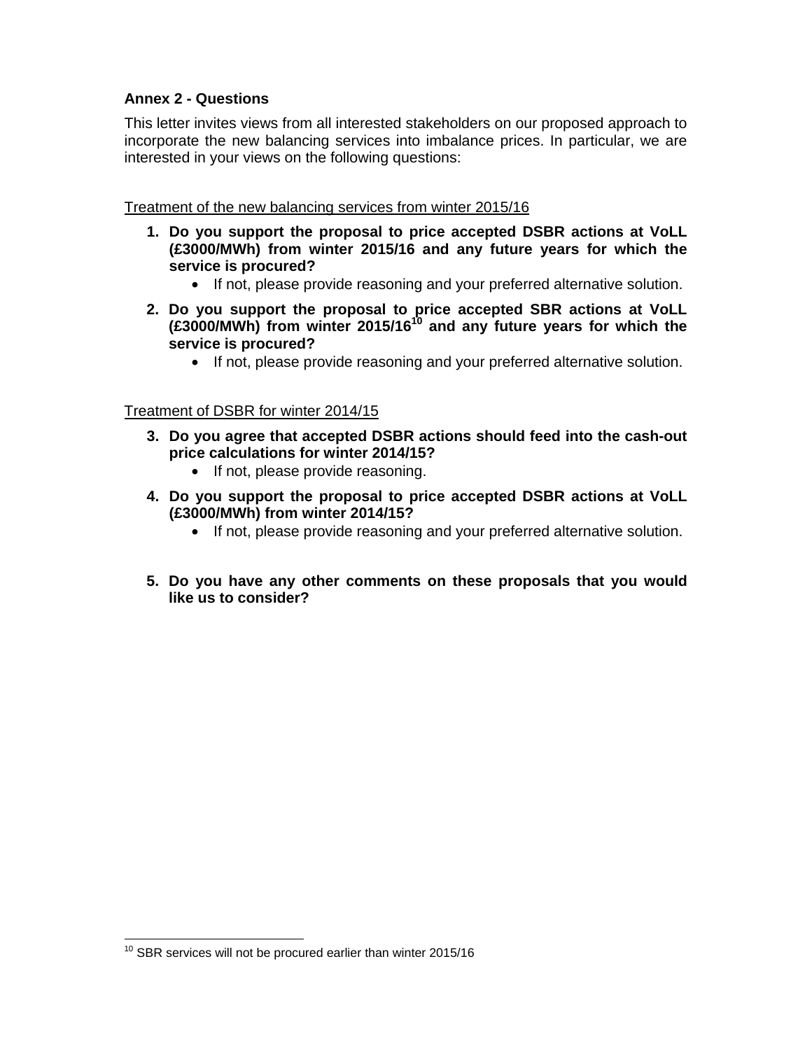**Annex 2 - Questions**

This letter invites views from all interested stakeholders on our proposed approach to incorporate the new balancing services into imbalance prices. In particular, we are interested in your views on the following questions:

Treatment of the new balancing services from winter 2015/16

1. **Do you support the proposal to price accepted DSBR actions at VoLL (£3000/MWh) from winter 2015/16 and any future years for which the service is procured?**
   - If not, please provide reasoning and your preferred alternative solution.
2. **Do you support the proposal to price accepted SBR actions at VoLL (£3000/MWh) from winter 2015/16[10] and any future years for which the service is procured?**
   - If not, please provide reasoning and your preferred alternative solution.

Treatment of DSBR for winter 2014/15

3. **Do you agree that accepted DSBR actions should feed into the cash-out price calculations for winter 2014/15?**
   - If not, please provide reasoning.
4. **Do you support the proposal to price accepted DSBR actions at VoLL (£3000/MWh) from winter 2014/15?**
   - If not, please provide reasoning and your preferred alternative solution.
5. **Do you have any other comments on these proposals that you would like us to consider?**

[10] SBR services will not be procured earlier than winter 2015/16